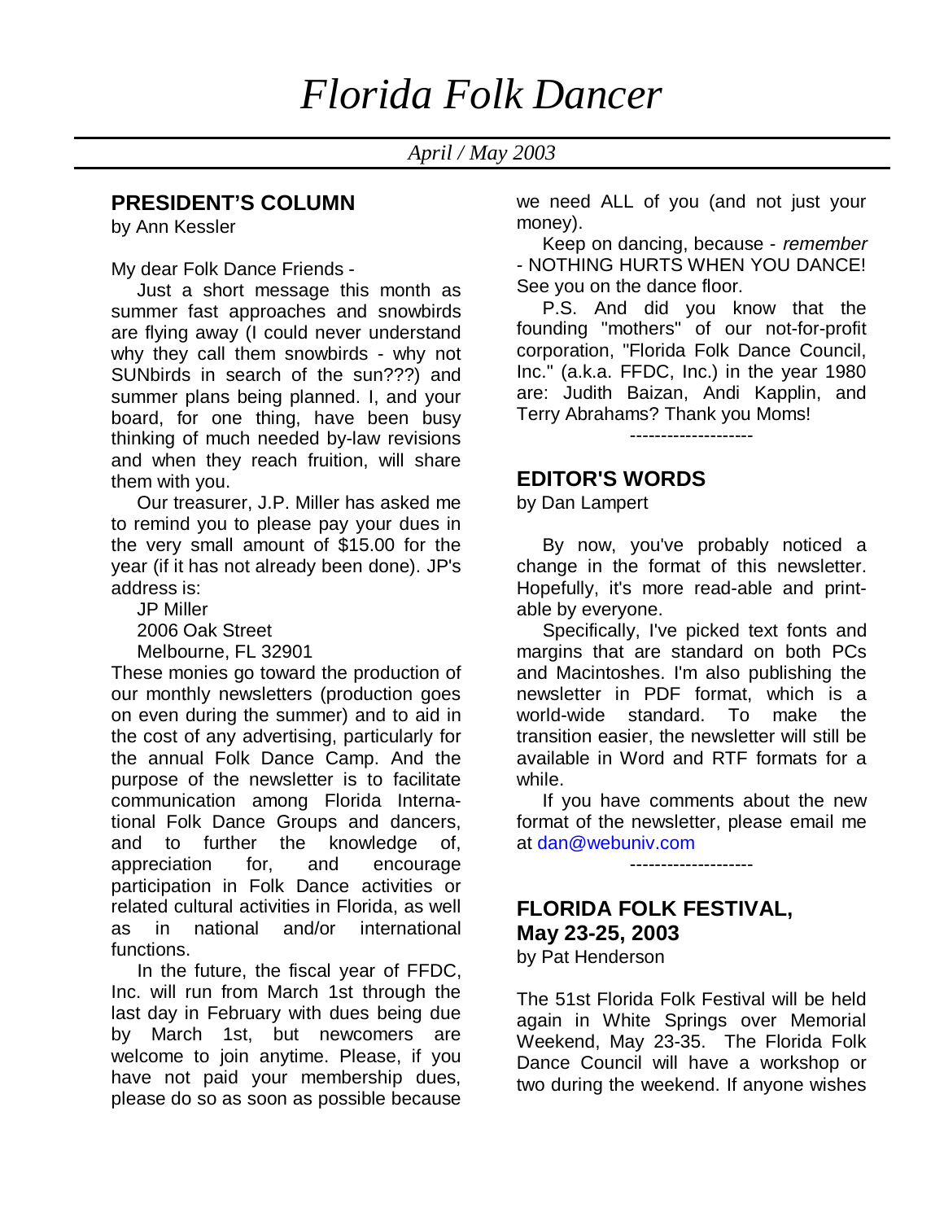# Florida Folk Dancer

*April / May 2003*

## PRESIDENT'S COLUMN

by Ann Kessler

My dear Folk Dance Friends -

Just a short message this month as summer fast approaches and snowbirds are flying away (I could never understand why they call them snowbirds - why not SUNbirds in search of the sun???) and summer plans being planned. I, and your board, for one thing, have been busy thinking of much needed by-law revisions and when they reach fruition, will share them with you.

Our treasurer, J.P. Miller has asked me to remind you to please pay your dues in the very small amount of $15.00 for the year (if it has not already been done). JP's address is:

JP Miller
2006 Oak Street
Melbourne, FL 32901

These monies go toward the production of our monthly newsletters (production goes on even during the summer) and to aid in the cost of any advertising, particularly for the annual Folk Dance Camp. And the purpose of the newsletter is to facilitate communication among Florida International Folk Dance Groups and dancers, and to further the knowledge of, appreciation for, and encourage participation in Folk Dance activities or related cultural activities in Florida, as well as in national and/or international functions.

In the future, the fiscal year of FFDC, Inc. will run from March 1st through the last day in February with dues being due by March 1st, but newcomers are welcome to join anytime. Please, if you have not paid your membership dues, please do so as soon as possible because we need ALL of you (and not just your money).

Keep on dancing, because - *remember* - NOTHING HURTS WHEN YOU DANCE! See you on the dance floor.

P.S. And did you know that the founding "mothers" of our not-for-profit corporation, "Florida Folk Dance Council, Inc." (a.k.a. FFDC, Inc.) in the year 1980 are: Judith Baizan, Andi Kapplin, and Terry Abrahams? Thank you Moms!

--------------------

## EDITOR'S WORDS

by Dan Lampert

By now, you've probably noticed a change in the format of this newsletter. Hopefully, it's more read-able and print-able by everyone.

Specifically, I've picked text fonts and margins that are standard on both PCs and Macintoshes. I'm also publishing the newsletter in PDF format, which is a world-wide standard. To make the transition easier, the newsletter will still be available in Word and RTF formats for a while.

If you have comments about the new format of the newsletter, please email me at dan@webuniv.com

--------------------

## FLORIDA FOLK FESTIVAL, May 23-25, 2003

by Pat Henderson

The 51st Florida Folk Festival will be held again in White Springs over Memorial Weekend, May 23-35. The Florida Folk Dance Council will have a workshop or two during the weekend. If anyone wishes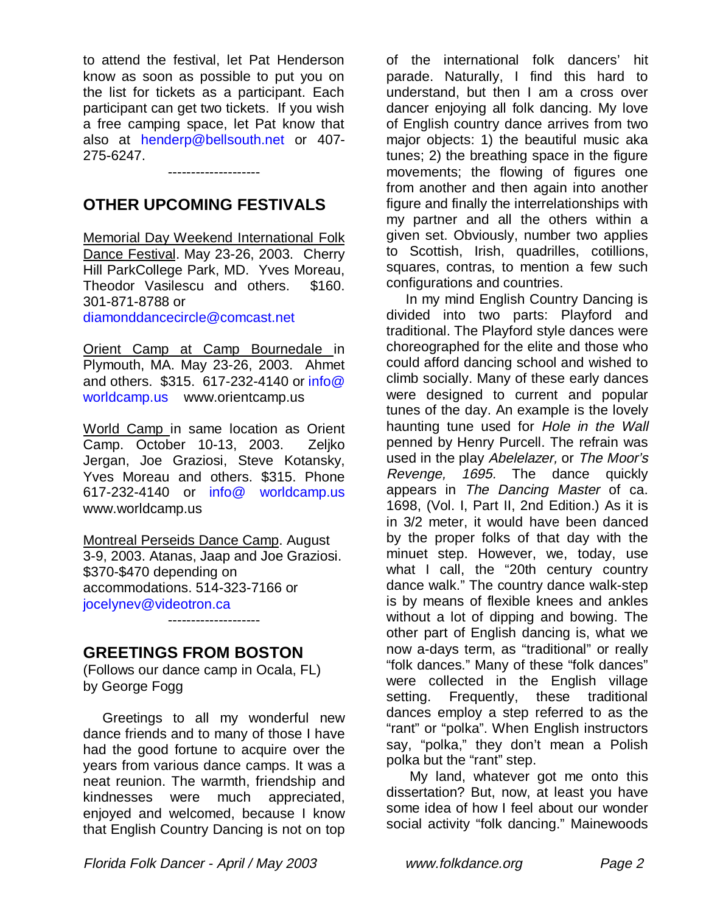to attend the festival, let Pat Henderson know as soon as possible to put you on the list for tickets as a participant. Each participant can get two tickets. If you wish a free camping space, let Pat know that also at henderp@bellsouth.net or 407-275-6247.

--------------------

## OTHER UPCOMING FESTIVALS

Memorial Day Weekend International Folk Dance Festival. May 23-26, 2003. Cherry Hill ParkCollege Park, MD. Yves Moreau, Theodor Vasilescu and others. $160. 301-871-8788 or diamonddancecircle@comcast.net

Orient Camp at Camp Bournedale in Plymouth, MA. May 23-26, 2003. Ahmet and others. $315. 617-232-4140 or info@ worldcamp.us www.orientcamp.us

World Camp in same location as Orient Camp. October 10-13, 2003. Zeljko Jergan, Joe Graziosi, Steve Kotansky, Yves Moreau and others. $315. Phone 617-232-4140 or info@ worldcamp.us www.worldcamp.us

Montreal Perseids Dance Camp. August 3-9, 2003. Atanas, Jaap and Joe Graziosi. $370-$470 depending on accommodations. 514-323-7166 or jocelynev@videotron.ca

--------------------

## GREETINGS FROM BOSTON

(Follows our dance camp in Ocala, FL)
by George Fogg

Greetings to all my wonderful new dance friends and to many of those I have had the good fortune to acquire over the years from various dance camps. It was a neat reunion. The warmth, friendship and kindnesses were much appreciated, enjoyed and welcomed, because I know that English Country Dancing is not on top of the international folk dancers' hit parade. Naturally, I find this hard to understand, but then I am a cross over dancer enjoying all folk dancing. My love of English country dance arrives from two major objects: 1) the beautiful music aka tunes; 2) the breathing space in the figure movements; the flowing of figures one from another and then again into another figure and finally the interrelationships with my partner and all the others within a given set. Obviously, number two applies to Scottish, Irish, quadrilles, cotillions, squares, contras, to mention a few such configurations and countries.

In my mind English Country Dancing is divided into two parts: Playford and traditional. The Playford style dances were choreographed for the elite and those who could afford dancing school and wished to climb socially. Many of these early dances were designed to current and popular tunes of the day. An example is the lovely haunting tune used for *Hole in the Wall* penned by Henry Purcell. The refrain was used in the play *Abelelazer,* or *The Moor's Revenge, 1695.* The dance quickly appears in *The Dancing Master* of ca. 1698, (Vol. I, Part II, 2nd Edition.) As it is in 3/2 meter, it would have been danced by the proper folks of that day with the minuet step. However, we, today, use what I call, the "20th century country dance walk." The country dance walk-step is by means of flexible knees and ankles without a lot of dipping and bowing. The other part of English dancing is, what we now a-days term, as "traditional" or really "folk dances." Many of these "folk dances" were collected in the English village setting. Frequently, these traditional dances employ a step referred to as the "rant" or "polka". When English instructors say, "polka," they don't mean a Polish polka but the "rant" step.

My land, whatever got me onto this dissertation? But, now, at least you have some idea of how I feel about our wonder social activity "folk dancing." Mainewoods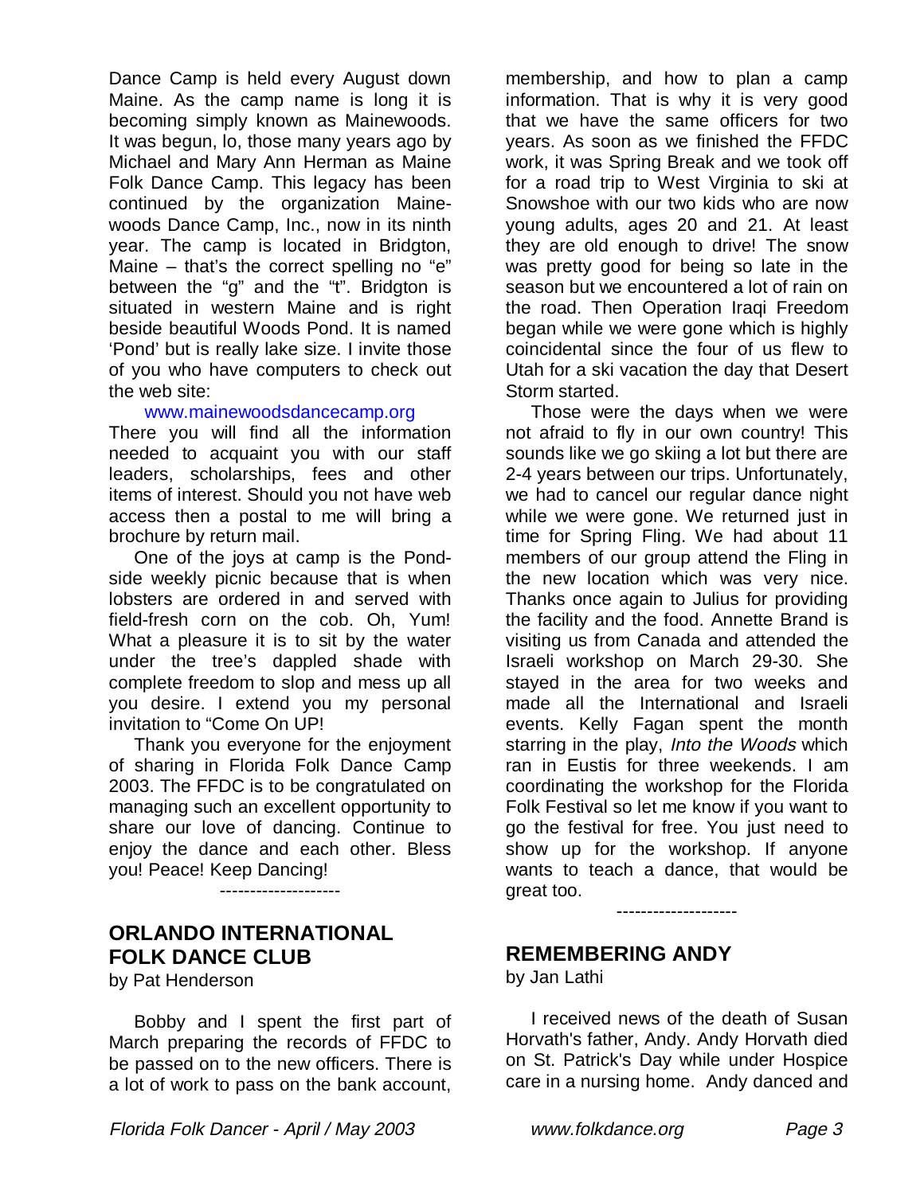Dance Camp is held every August down Maine. As the camp name is long it is becoming simply known as Mainewoods. It was begun, lo, those many years ago by Michael and Mary Ann Herman as Maine Folk Dance Camp. This legacy has been continued by the organization Mainewoods Dance Camp, Inc., now in its ninth year. The camp is located in Bridgton, Maine – that's the correct spelling no "e" between the "g" and the "t". Bridgton is situated in western Maine and is right beside beautiful Woods Pond. It is named 'Pond' but is really lake size. I invite those of you who have computers to check out the web site:

www.mainewoodsdancecamp.org

There you will find all the information needed to acquaint you with our staff leaders, scholarships, fees and other items of interest. Should you not have web access then a postal to me will bring a brochure by return mail.

One of the joys at camp is the Pondside weekly picnic because that is when lobsters are ordered in and served with field-fresh corn on the cob. Oh, Yum! What a pleasure it is to sit by the water under the tree's dappled shade with complete freedom to slop and mess up all you desire. I extend you my personal invitation to "Come On UP!

Thank you everyone for the enjoyment of sharing in Florida Folk Dance Camp 2003. The FFDC is to be congratulated on managing such an excellent opportunity to share our love of dancing. Continue to enjoy the dance and each other. Bless you! Peace! Keep Dancing!

--------------------

## ORLANDO INTERNATIONAL FOLK DANCE CLUB

by Pat Henderson

Bobby and I spent the first part of March preparing the records of FFDC to be passed on to the new officers. There is a lot of work to pass on the bank account, membership, and how to plan a camp information. That is why it is very good that we have the same officers for two years. As soon as we finished the FFDC work, it was Spring Break and we took off for a road trip to West Virginia to ski at Snowshoe with our two kids who are now young adults, ages 20 and 21. At least they are old enough to drive! The snow was pretty good for being so late in the season but we encountered a lot of rain on the road. Then Operation Iraqi Freedom began while we were gone which is highly coincidental since the four of us flew to Utah for a ski vacation the day that Desert Storm started.

Those were the days when we were not afraid to fly in our own country! This sounds like we go skiing a lot but there are 2-4 years between our trips. Unfortunately, we had to cancel our regular dance night while we were gone. We returned just in time for Spring Fling. We had about 11 members of our group attend the Fling in the new location which was very nice. Thanks once again to Julius for providing the facility and the food. Annette Brand is visiting us from Canada and attended the Israeli workshop on March 29-30. She stayed in the area for two weeks and made all the International and Israeli events. Kelly Fagan spent the month starring in the play, *Into the Woods* which ran in Eustis for three weekends. I am coordinating the workshop for the Florida Folk Festival so let me know if you want to go the festival for free. You just need to show up for the workshop. If anyone wants to teach a dance, that would be great too.

--------------------

## REMEMBERING ANDY

by Jan Lathi

I received news of the death of Susan Horvath's father, Andy. Andy Horvath died on St. Patrick's Day while under Hospice care in a nursing home. Andy danced and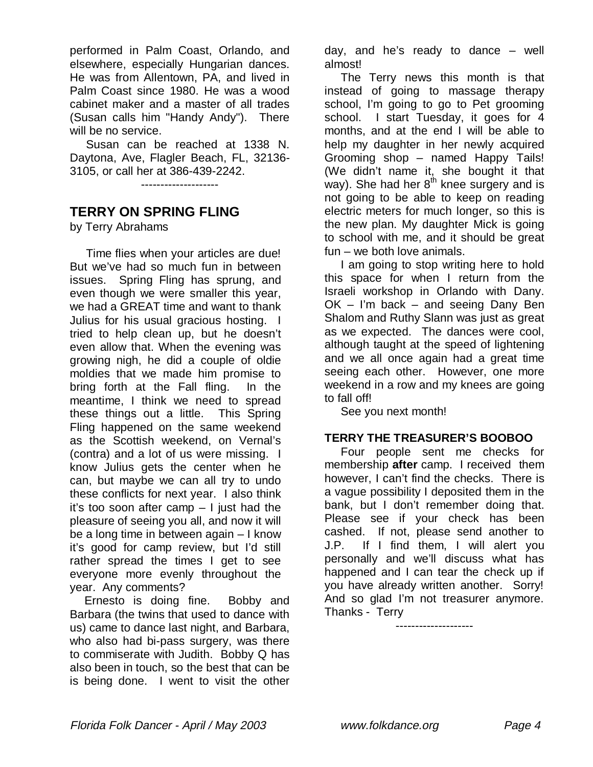performed in Palm Coast, Orlando, and elsewhere, especially Hungarian dances. He was from Allentown, PA, and lived in Palm Coast since 1980. He was a wood cabinet maker and a master of all trades (Susan calls him "Handy Andy"). There will be no service.

Susan can be reached at 1338 N. Daytona, Ave, Flagler Beach, FL, 32136-3105, or call her at 386-439-2242.

--------------------

## TERRY ON SPRING FLING

by Terry Abrahams

Time flies when your articles are due! But we've had so much fun in between issues. Spring Fling has sprung, and even though we were smaller this year, we had a GREAT time and want to thank Julius for his usual gracious hosting. I tried to help clean up, but he doesn't even allow that. When the evening was growing nigh, he did a couple of oldie moldies that we made him promise to bring forth at the Fall fling. In the meantime, I think we need to spread these things out a little. This Spring Fling happened on the same weekend as the Scottish weekend, on Vernal's (contra) and a lot of us were missing. I know Julius gets the center when he can, but maybe we can all try to undo these conflicts for next year. I also think it's too soon after camp – I just had the pleasure of seeing you all, and now it will be a long time in between again – I know it's good for camp review, but I'd still rather spread the times I get to see everyone more evenly throughout the year. Any comments?

Ernesto is doing fine. Bobby and Barbara (the twins that used to dance with us) came to dance last night, and Barbara, who also had bi-pass surgery, was there to commiserate with Judith. Bobby Q has also been in touch, so the best that can be is being done. I went to visit the other day, and he's ready to dance – well almost!

The Terry news this month is that instead of going to massage therapy school, I'm going to go to Pet grooming school. I start Tuesday, it goes for 4 months, and at the end I will be able to help my daughter in her newly acquired Grooming shop – named Happy Tails! (We didn't name it, she bought it that way). She had her 8th knee surgery and is not going to be able to keep on reading electric meters for much longer, so this is the new plan. My daughter Mick is going to school with me, and it should be great fun – we both love animals.

I am going to stop writing here to hold this space for when I return from the Israeli workshop in Orlando with Dany. OK – I'm back – and seeing Dany Ben Shalom and Ruthy Slann was just as great as we expected. The dances were cool, although taught at the speed of lightening and we all once again had a great time seeing each other. However, one more weekend in a row and my knees are going to fall off!

See you next month!

### TERRY THE TREASURER'S BOOBOO

Four people sent me checks for membership **after** camp. I received them however, I can't find the checks. There is a vague possibility I deposited them in the bank, but I don't remember doing that. Please see if your check has been cashed. If not, please send another to J.P. If I find them, I will alert you personally and we'll discuss what has happened and I can tear the check up if you have already written another. Sorry! And so glad I'm not treasurer anymore. Thanks - Terry

--------------------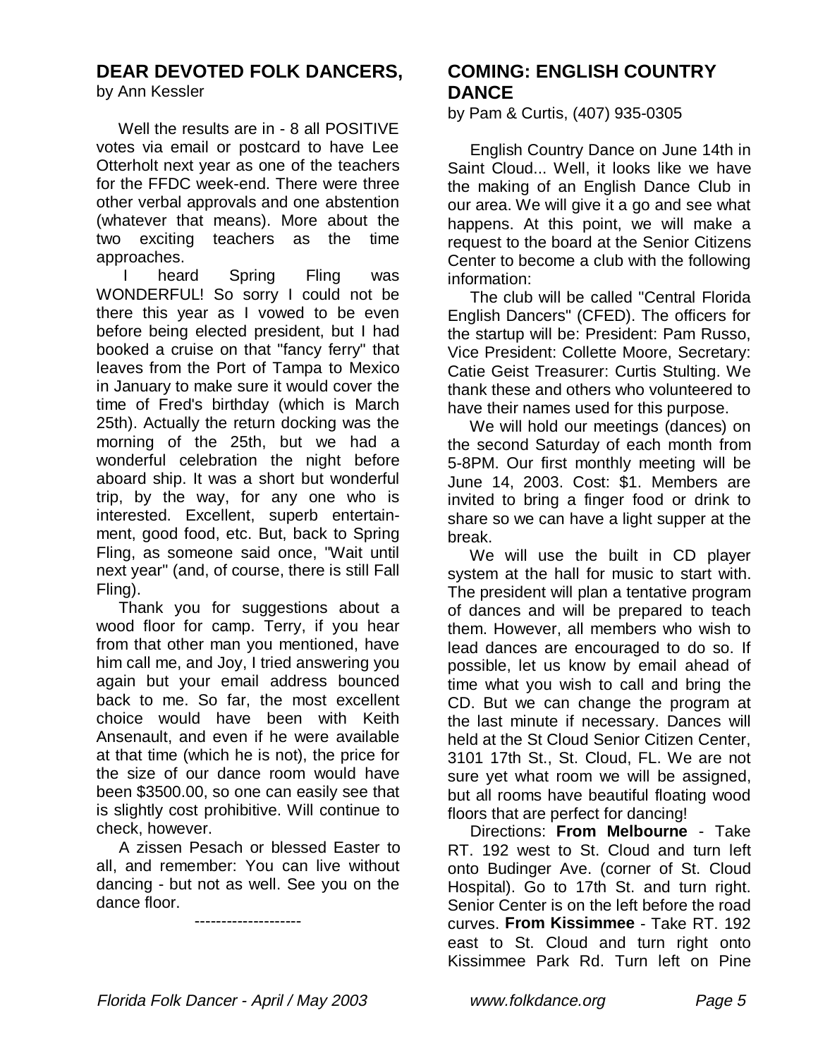## DEAR DEVOTED FOLK DANCERS,

by Ann Kessler

Well the results are in - 8 all POSITIVE votes via email or postcard to have Lee Otterholt next year as one of the teachers for the FFDC week-end. There were three other verbal approvals and one abstention (whatever that means). More about the two exciting teachers as the time approaches.

I heard Spring Fling was WONDERFUL! So sorry I could not be there this year as I vowed to be even before being elected president, but I had booked a cruise on that "fancy ferry" that leaves from the Port of Tampa to Mexico in January to make sure it would cover the time of Fred's birthday (which is March 25th). Actually the return docking was the morning of the 25th, but we had a wonderful celebration the night before aboard ship. It was a short but wonderful trip, by the way, for any one who is interested. Excellent, superb entertainment, good food, etc. But, back to Spring Fling, as someone said once, "Wait until next year" (and, of course, there is still Fall Fling).

Thank you for suggestions about a wood floor for camp. Terry, if you hear from that other man you mentioned, have him call me, and Joy, I tried answering you again but your email address bounced back to me. So far, the most excellent choice would have been with Keith Ansenault, and even if he were available at that time (which he is not), the price for the size of our dance room would have been $3500.00, so one can easily see that is slightly cost prohibitive. Will continue to check, however.

A zissen Pesach or blessed Easter to all, and remember: You can live without dancing - but not as well. See you on the dance floor.

--------------------

## COMING: ENGLISH COUNTRY DANCE

by Pam & Curtis, (407) 935-0305

English Country Dance on June 14th in Saint Cloud... Well, it looks like we have the making of an English Dance Club in our area. We will give it a go and see what happens. At this point, we will make a request to the board at the Senior Citizens Center to become a club with the following information:

The club will be called "Central Florida English Dancers" (CFED). The officers for the startup will be: President: Pam Russo, Vice President: Collette Moore, Secretary: Catie Geist Treasurer: Curtis Stulting. We thank these and others who volunteered to have their names used for this purpose.

We will hold our meetings (dances) on the second Saturday of each month from 5-8PM. Our first monthly meeting will be June 14, 2003. Cost: $1. Members are invited to bring a finger food or drink to share so we can have a light supper at the break.

We will use the built in CD player system at the hall for music to start with. The president will plan a tentative program of dances and will be prepared to teach them. However, all members who wish to lead dances are encouraged to do so. If possible, let us know by email ahead of time what you wish to call and bring the CD. But we can change the program at the last minute if necessary. Dances will held at the St Cloud Senior Citizen Center, 3101 17th St., St. Cloud, FL. We are not sure yet what room we will be assigned, but all rooms have beautiful floating wood floors that are perfect for dancing!

Directions: **From Melbourne** - Take RT. 192 west to St. Cloud and turn left onto Budinger Ave. (corner of St. Cloud Hospital). Go to 17th St. and turn right. Senior Center is on the left before the road curves. **From Kissimmee** - Take RT. 192 east to St. Cloud and turn right onto Kissimmee Park Rd. Turn left on Pine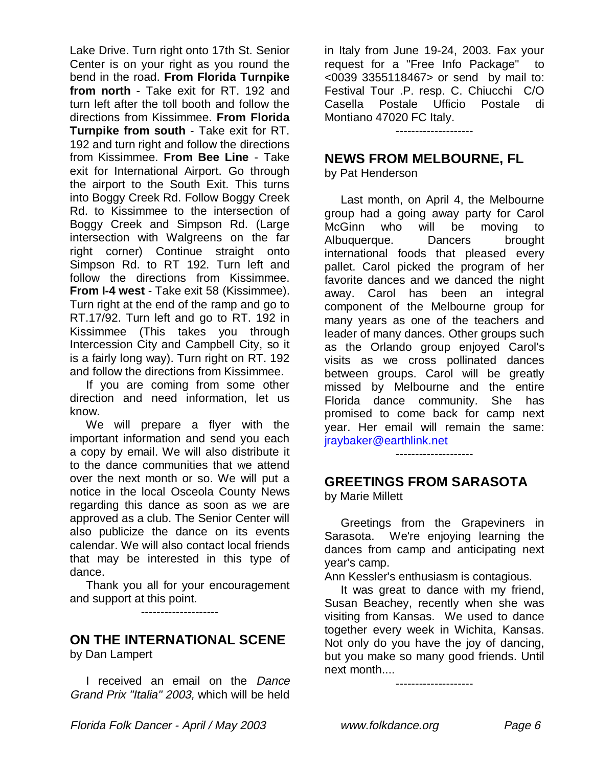Lake Drive. Turn right onto 17th St. Senior Center is on your right as you round the bend in the road. **From Florida Turnpike from north** - Take exit for RT. 192 and turn left after the toll booth and follow the directions from Kissimmee. **From Florida Turnpike from south** - Take exit for RT. 192 and turn right and follow the directions from Kissimmee. **From Bee Line** - Take exit for International Airport. Go through the airport to the South Exit. This turns into Boggy Creek Rd. Follow Boggy Creek Rd. to Kissimmee to the intersection of Boggy Creek and Simpson Rd. (Large intersection with Walgreens on the far right corner) Continue straight onto Simpson Rd. to RT 192. Turn left and follow the directions from Kissimmee. **From I-4 west** - Take exit 58 (Kissimmee). Turn right at the end of the ramp and go to RT.17/92. Turn left and go to RT. 192 in Kissimmee (This takes you through Intercession City and Campbell City, so it is a fairly long way). Turn right on RT. 192 and follow the directions from Kissimmee.

If you are coming from some other direction and need information, let us know.

We will prepare a flyer with the important information and send you each a copy by email. We will also distribute it to the dance communities that we attend over the next month or so. We will put a notice in the local Osceola County News regarding this dance as soon as we are approved as a club. The Senior Center will also publicize the dance on its events calendar. We will also contact local friends that may be interested in this type of dance.

Thank you all for your encouragement and support at this point.

--------------------

## ON THE INTERNATIONAL SCENE

by Dan Lampert

I received an email on the *Dance Grand Prix "Italia" 2003,* which will be held in Italy from June 19-24, 2003. Fax your request for a "Free Info Package" to <0039 3355118467> or send by mail to: Festival Tour .P. resp. C. Chiucchi C/O Casella Postale Ufficio Postale di Montiano 47020 FC Italy.

--------------------

## NEWS FROM MELBOURNE, FL

by Pat Henderson

Last month, on April 4, the Melbourne group had a going away party for Carol McGinn who will be moving to Albuquerque. Dancers brought international foods that pleased every pallet. Carol picked the program of her favorite dances and we danced the night away. Carol has been an integral component of the Melbourne group for many years as one of the teachers and leader of many dances. Other groups such as the Orlando group enjoyed Carol's visits as we cross pollinated dances between groups. Carol will be greatly missed by Melbourne and the entire Florida dance community. She has promised to come back for camp next year. Her email will remain the same: jraybaker@earthlink.net

--------------------

## GREETINGS FROM SARASOTA

by Marie Millett

Greetings from the Grapeviners in Sarasota. We're enjoying learning the dances from camp and anticipating next year's camp.

Ann Kessler's enthusiasm is contagious.

It was great to dance with my friend, Susan Beachey, recently when she was visiting from Kansas. We used to dance together every week in Wichita, Kansas. Not only do you have the joy of dancing, but you make so many good friends. Until next month....

--------------------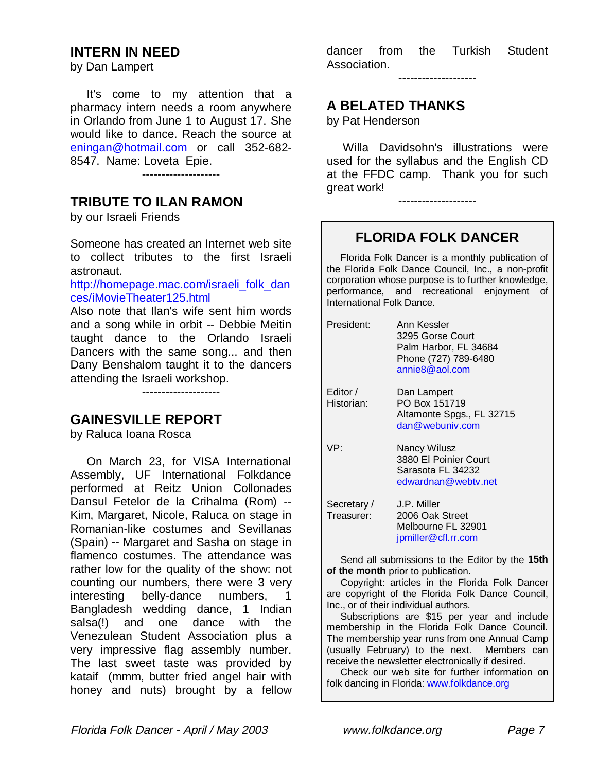## INTERN IN NEED

by Dan Lampert

It's come to my attention that a pharmacy intern needs a room anywhere in Orlando from June 1 to August 17. She would like to dance. Reach the source at eningan@hotmail.com or call 352-682-8547. Name: Loveta Epie.

--------------------

## TRIBUTE TO ILAN RAMON

by our Israeli Friends

Someone has created an Internet web site to collect tributes to the first Israeli astronaut.
http://homepage.mac.com/israeli_folk_dances/iMovieTheater125.html
Also note that Ilan's wife sent him words and a song while in orbit -- Debbie Meitin taught dance to the Orlando Israeli Dancers with the same song... and then Dany Benshalom taught it to the dancers attending the Israeli workshop.

--------------------

## GAINESVILLE REPORT

by Raluca Ioana Rosca

On March 23, for VISA International Assembly, UF International Folkdance performed at Reitz Union Collonades Dansul Fetelor de la Crihalma (Rom) -- Kim, Margaret, Nicole, Raluca on stage in Romanian-like costumes and Sevillanas (Spain) -- Margaret and Sasha on stage in flamenco costumes. The attendance was rather low for the quality of the show: not counting our numbers, there were 3 very interesting belly-dance numbers, 1 Bangladesh wedding dance, 1 Indian salsa(!) and one dance with the Venezulean Student Association plus a very impressive flag assembly number. The last sweet taste was provided by kataif (mmm, butter fried angel hair with honey and nuts) brought by a fellow dancer from the Turkish Student Association.

--------------------

## A BELATED THANKS

by Pat Henderson

Willa Davidsohn's illustrations were used for the syllabus and the English CD at the FFDC camp. Thank you for such great work!

--------------------

## FLORIDA FOLK DANCER

Florida Folk Dancer is a monthly publication of the Florida Folk Dance Council, Inc., a non-profit corporation whose purpose is to further knowledge, performance, and recreational enjoyment of International Folk Dance.

President: Ann Kessler
3295 Gorse Court
Palm Harbor, FL 34684
Phone (727) 789-6480
annie8@aol.com

Editor / Historian: Dan Lampert
PO Box 151719
Altamonte Spgs., FL 32715
dan@webuniv.com

VP: Nancy Wilusz
3880 El Poinier Court
Sarasota FL 34232
edwardnan@webtv.net

Secretary / Treasurer: J.P. Miller
2006 Oak Street
Melbourne FL 32901
jpmiller@cfl.rr.com

Send all submissions to the Editor by the **15th of the month** prior to publication.

Copyright: articles in the Florida Folk Dancer are copyright of the Florida Folk Dance Council, Inc., or of their individual authors.

Subscriptions are $15 per year and include membership in the Florida Folk Dance Council. The membership year runs from one Annual Camp (usually February) to the next. Members can receive the newsletter electronically if desired.

Check our web site for further information on folk dancing in Florida: www.folkdance.org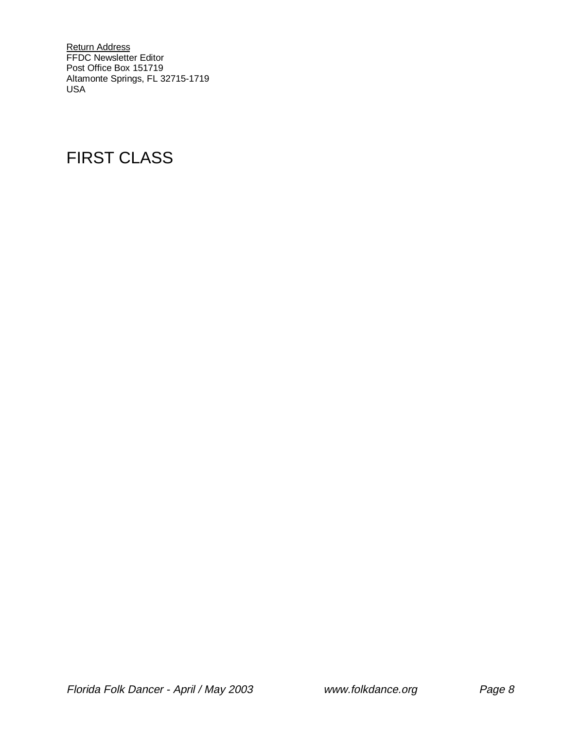Return Address
FFDC Newsletter Editor
Post Office Box 151719
Altamonte Springs, FL 32715-1719
USA

FIRST CLASS